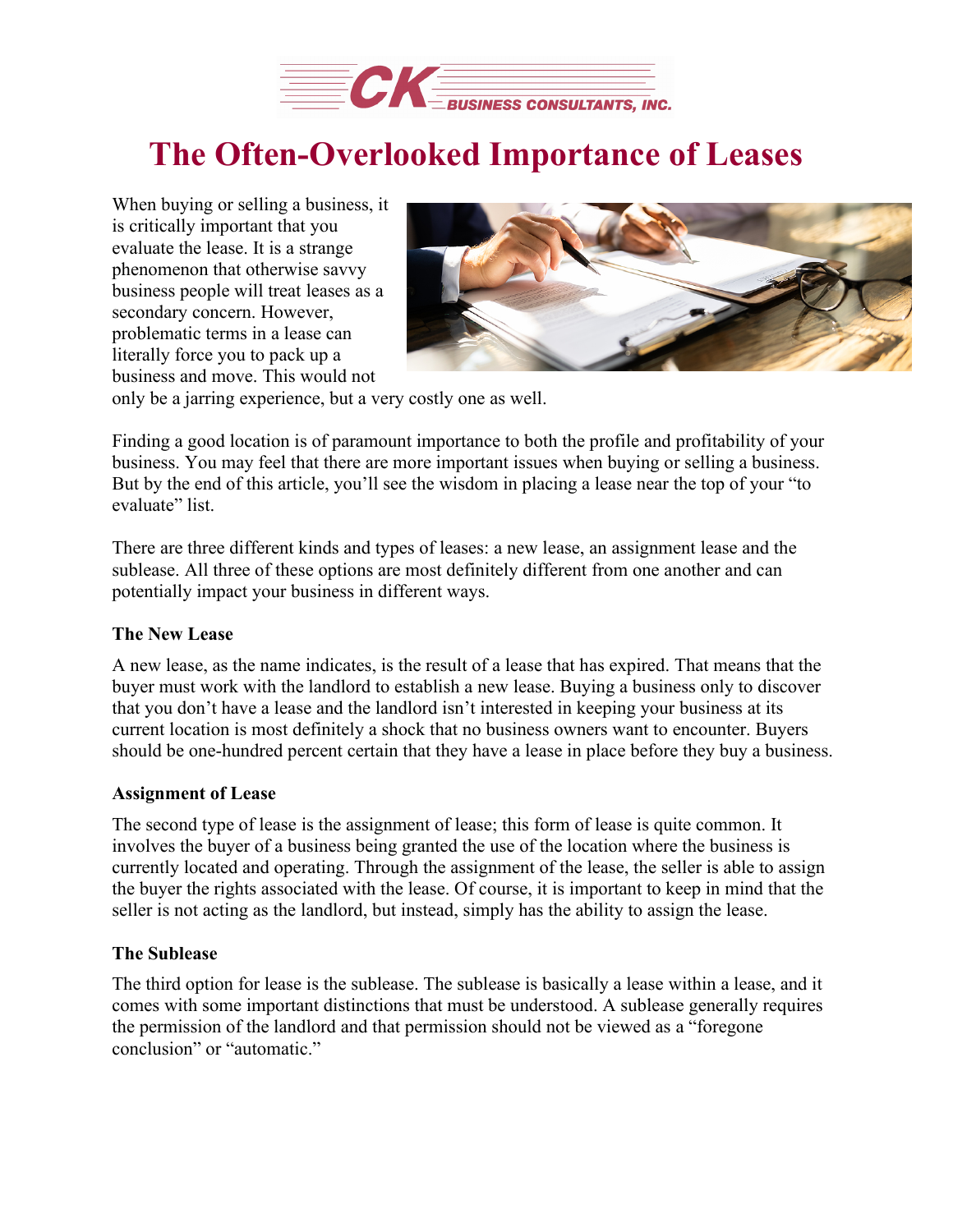# The Often-Overlooked Importance of Leases

When buying or selling a business, it is critically important that you evaluate the lease. It is a strange phenomenon that otherwise savvy business people will treat leases as a secondary concern. However, problematic terms in a lease can literally force you to pack up a business and move. This would not only be a jarring experience, but a very costly one as well.

Finding a good location is of paramount importance to both the profile and profitability of your business. You may feel that there are more important issues when buying or selling a business. But by the end of this article, you'll see the wisdom in placing a lease near the top of your "to evaluate" list.

There are three different kinds and types of leases: a new lease, an assignment lease and the sublease. All three of these options are most definitely different from one another and can potentially impact your business in different ways.

**The New Lease**

A new lease, as the name indicates, is the result of a lease that has expired. That means that the buyer must work with the landlord to establish a new lease. Buying a business only to discover that you don't have a lease and the landlord isn't interested in keeping your business at its current location is most definitely a shock that no business owners want to encounter. Buyers should be one-hundred percent certain that they have a lease in place before they buy a business.

**Assignment of Lease**

The second type of lease is the assignment of lease; this form of lease is quite common. It involves the buyer of a business being granted the use of the location where the business is currently located and operating. Through the assignment of the lease, the seller is able to assign the buyer the rights associated with the lease. Of course, it is important to keep in mind that the seller is not acting as the landlord, but instead, simply has the ability to assign the lease.

**The Sublease**

The third option for lease is the sublease. The sublease is basically a lease within a lease, and it comes with some important distinctions that must be understood. A sublease generally requires the permission of the landlord and that permission should not be viewed as a "foregone conclusion" or "automatic."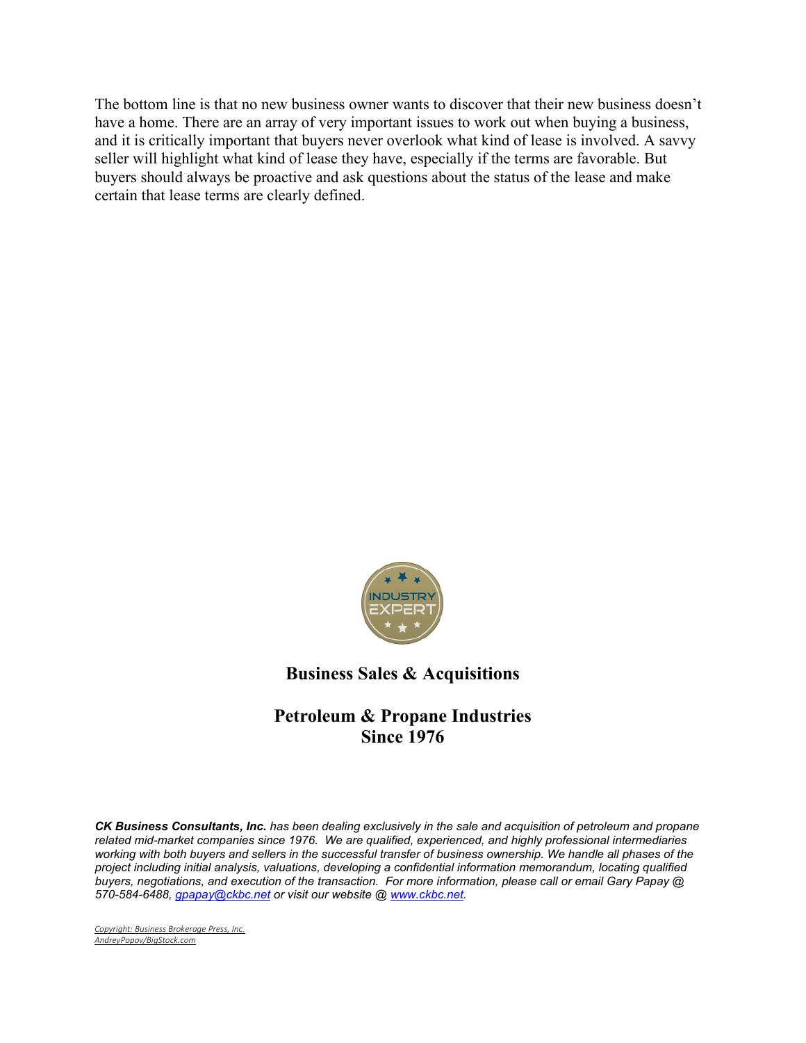The bottom line is that no new business owner wants to discover that their new business doesn't have a home. There are an array of very important issues to work out when buying a business, and it is critically important that buyers never overlook what kind of lease is involved. A savvy seller will highlight what kind of lease they have, especially if the terms are favorable. But buyers should always be proactive and ask questions about the status of the lease and make certain that lease terms are clearly defined.

INDUSTRY EXPERT

**Business Sales & Acquisitions**

**Petroleum & Propane Industries**
**Since 1976**

***CK Business Consultants, Inc.*** *has been dealing exclusively in the sale and acquisition of petroleum and propane related mid-market companies since 1976. We are qualified, experienced, and highly professional intermediaries working with both buyers and sellers in the successful transfer of business ownership. We handle all phases of the project including initial analysis, valuations, developing a confidential information memorandum, locating qualified buyers, negotiations, and execution of the transaction. For more information, please call or email Gary Papay @ 570-584-6488, [gpapay@ckbc.net](mailto:gpapay@ckbc.net) or visit our website @ [www.ckbc.net](http://www.ckbc.net).*

*Copyright: Business Brokerage Press, Inc.*
*AndreyPopov/BigStock.com*